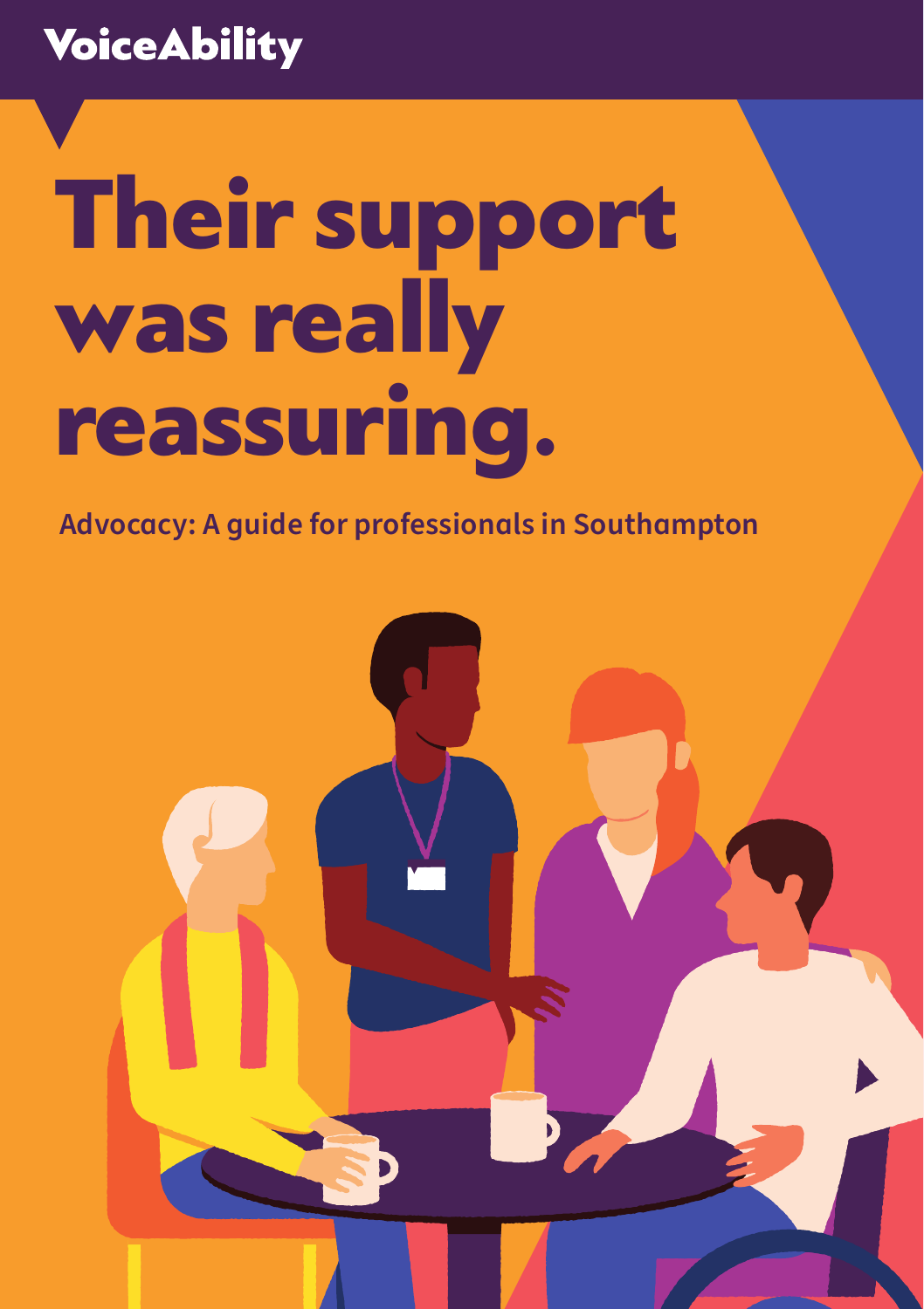VoiceAbility

# Their support was really reassuring.

**Advocacy: A guide for professionals in Southampton**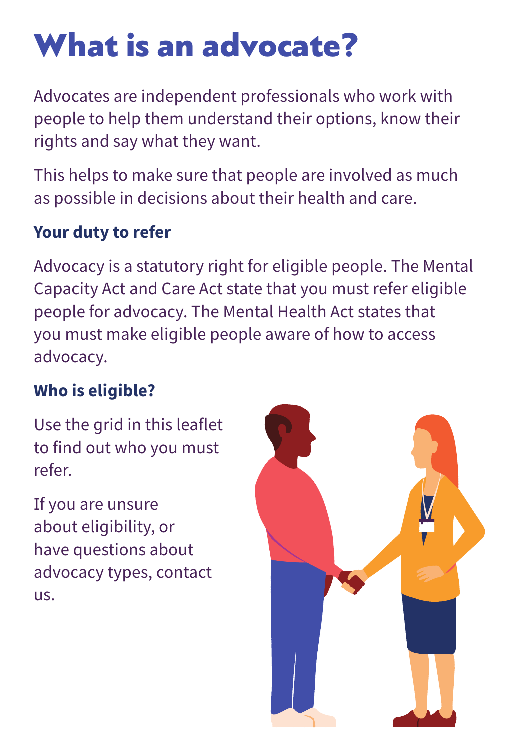# What is an advocate?

Advocates are independent professionals who work with people to help them understand their options, know their rights and say what they want.

This helps to make sure that people are involved as much as possible in decisions about their health and care.

### Your duty to refer

Advocacy is a statutory right for eligible people. The Mental Capacity Act and Care Act state that you must refer eligible people for advocacy. The Mental Health Act states that you must make eligible people aware of how to access advocacy.

### Who is eligible?

Use the grid in this leaflet to find out who you must refer.

If you are unsure about eligibility, or have questions about advocacy types, contact us.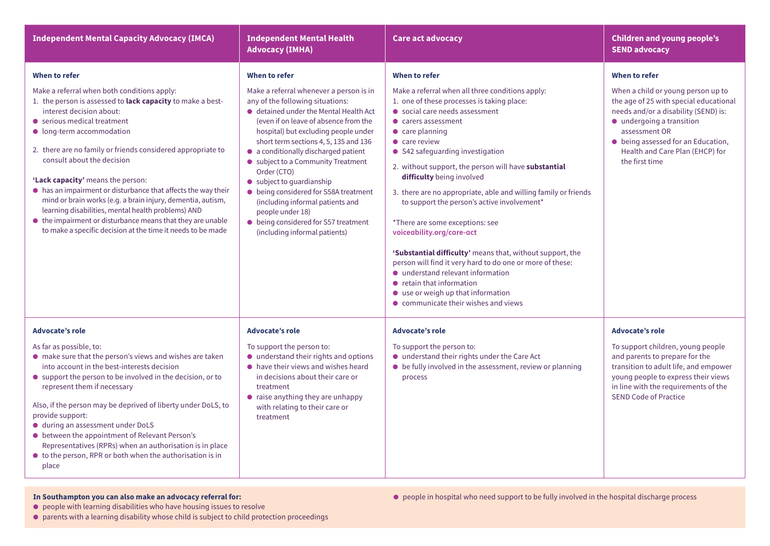## Independent Mental Capacity Advocacy (IMCA)

### When to refer

Make a referral when both conditions apply:

1. the person is assessed to **lack capacity** to make a best-interest decision about:
   - serious medical treatment
   - long-term accommodation
2. there are no family or friends considered appropriate to consult about the decision

**'Lack capacity'** means the person:

- has an impairment or disturbance that affects the way their mind or brain works (e.g. a brain injury, dementia, autism, learning disabilities, mental health problems) AND
- the impairment or disturbance means that they are unable to make a specific decision at the time it needs to be made

### Advocate's role

As far as possible, to:

- make sure that the person's views and wishes are taken into account in the best-interests decision
- support the person to be involved in the decision, or to represent them if necessary

Also, if the person may be deprived of liberty under DoLS, to provide support:

- during an assessment under DoLS
- between the appointment of Relevant Person's Representatives (RPRs) when an authorisation is in place
- to the person, RPR or both when the authorisation is in place

## Independent Mental Health Advocacy (IMHA)

### When to refer

Make a referral whenever a person is in any of the following situations:

- detained under the Mental Health Act (even if on leave of absence from the hospital) but excluding people under short term sections 4, 5, 135 and 136
- a conditionally discharged patient
- subject to a Community Treatment Order (CTO)
- subject to guardianship
- being considered for S58A treatment (including informal patients and people under 18)
- being considered for S57 treatment (including informal patients)

### Advocate's role

To support the person to:

- understand their rights and options
- have their views and wishes heard in decisions about their care or treatment
- raise anything they are unhappy with relating to their care or treatment

## Care act advocacy

### When to refer

Make a referral when all three conditions apply:

1. one of these processes is taking place:
   - social care needs assessment
   - carers assessment
   - care planning
   - care review
   - S42 safeguarding investigation
2. without support, the person will have **substantial difficulty** being involved
3. there are no appropriate, able and willing family or friends to support the person's active involvement*

*There are some exceptions: see **voiceability.org/care-act**

**'Substantial difficulty'** means that, without support, the person will find it very hard to do one or more of these:

- understand relevant information
- retain that information
- use or weigh up that information
- communicate their wishes and views

### Advocate's role

To support the person to:

- understand their rights under the Care Act
- be fully involved in the assessment, review or planning process

## Children and young people's SEND advocacy

### When to refer

When a child or young person up to the age of 25 with special educational needs and/or a disability (SEND) is:

- undergoing a transition assessment OR
- being assessed for an Education, Health and Care Plan (EHCP) for the first time

### Advocate's role

To support children, young people and parents to prepare for the transition to adult life, and empower young people to express their views in line with the requirements of the SEND Code of Practice

---

**In Southampton you can also make an advocacy referral for:**

- people with learning disabilities who have housing issues to resolve
- parents with a learning disability whose child is subject to child protection proceedings
- people in hospital who need support to be fully involved in the hospital discharge process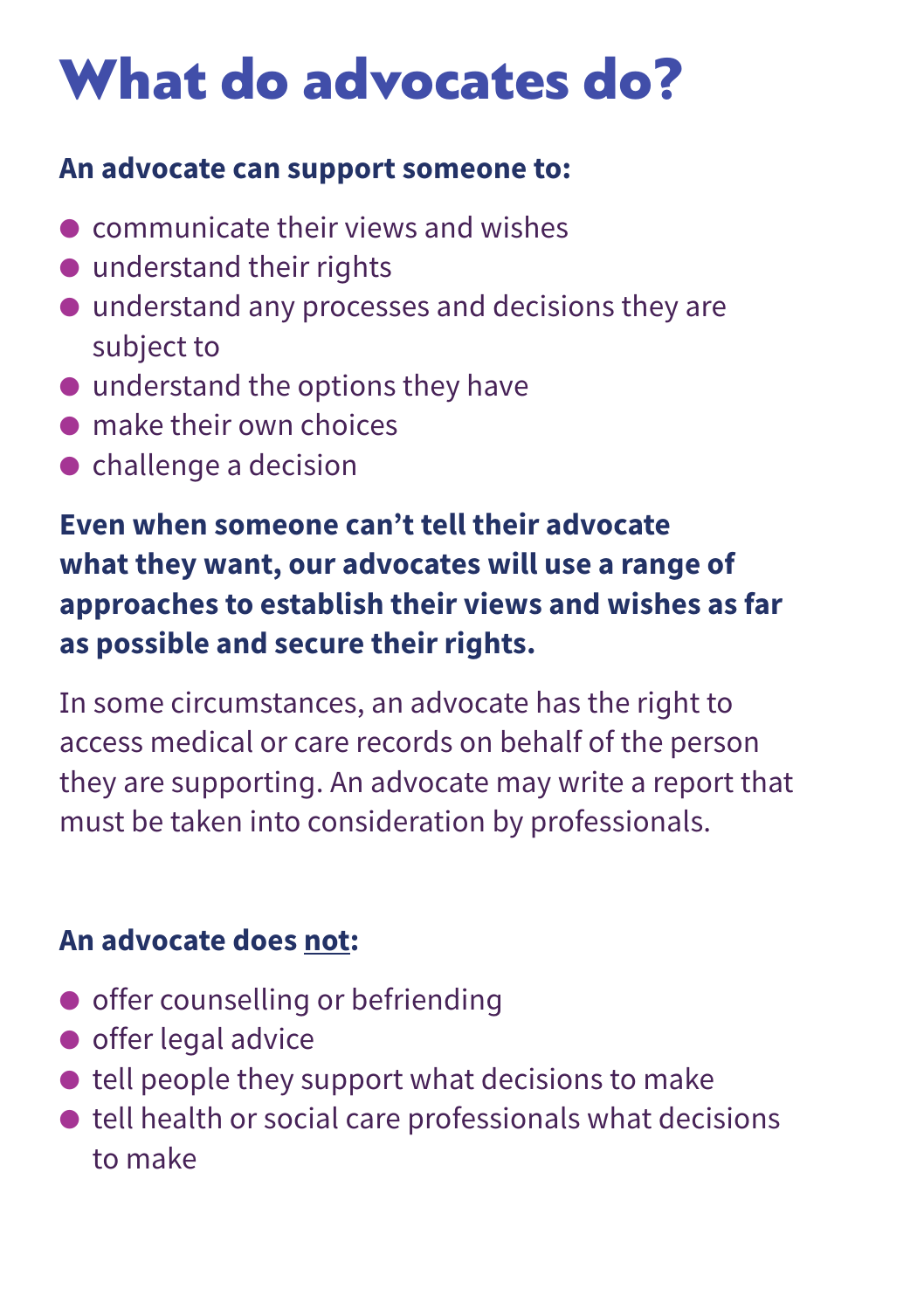# What do advocates do?

**An advocate can support someone to:**

- communicate their views and wishes
- understand their rights
- understand any processes and decisions they are subject to
- understand the options they have
- make their own choices
- challenge a decision

**Even when someone can't tell their advocate what they want, our advocates will use a range of approaches to establish their views and wishes as far as possible and secure their rights.**

In some circumstances, an advocate has the right to access medical or care records on behalf of the person they are supporting. An advocate may write a report that must be taken into consideration by professionals.

**An advocate does <u>not</u>:**

- offer counselling or befriending
- offer legal advice
- tell people they support what decisions to make
- tell health or social care professionals what decisions to make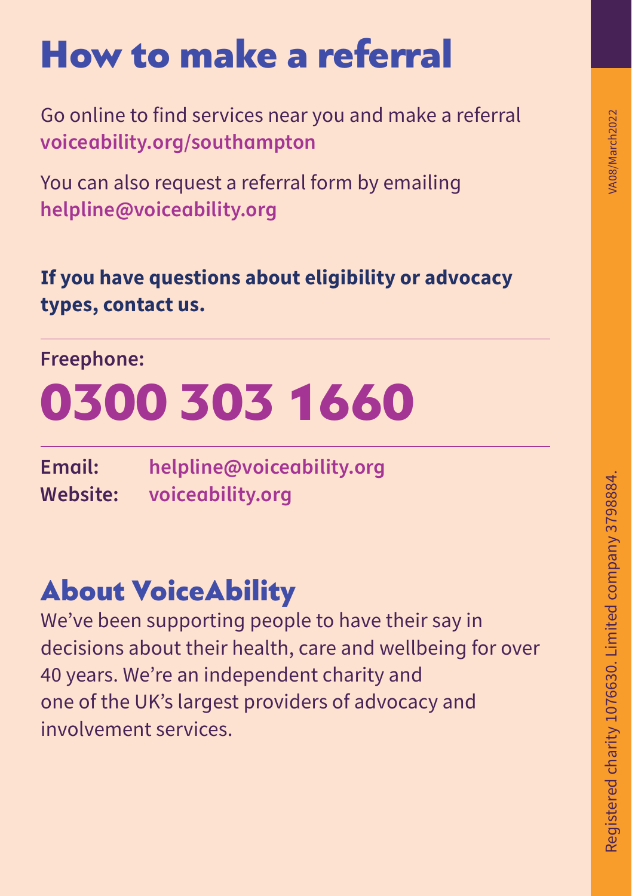# How to make a referral

Go online to find services near you and make a referral **voiceability.org/southampton**

You can also request a referral form by emailing **helpline@voiceability.org**

**If you have questions about eligibility or advocacy types, contact us.**

**Freephone:**

# 0300 303 1660

**Email:** **helpline@voiceability.org**
**Website:** **voiceability.org**

## About VoiceAbility

We've been supporting people to have their say in decisions about their health, care and wellbeing for over 40 years. We're an independent charity and one of the UK's largest providers of advocacy and involvement services.

VA08/March2022

Registered charity 1076630. Limited company 3798884.